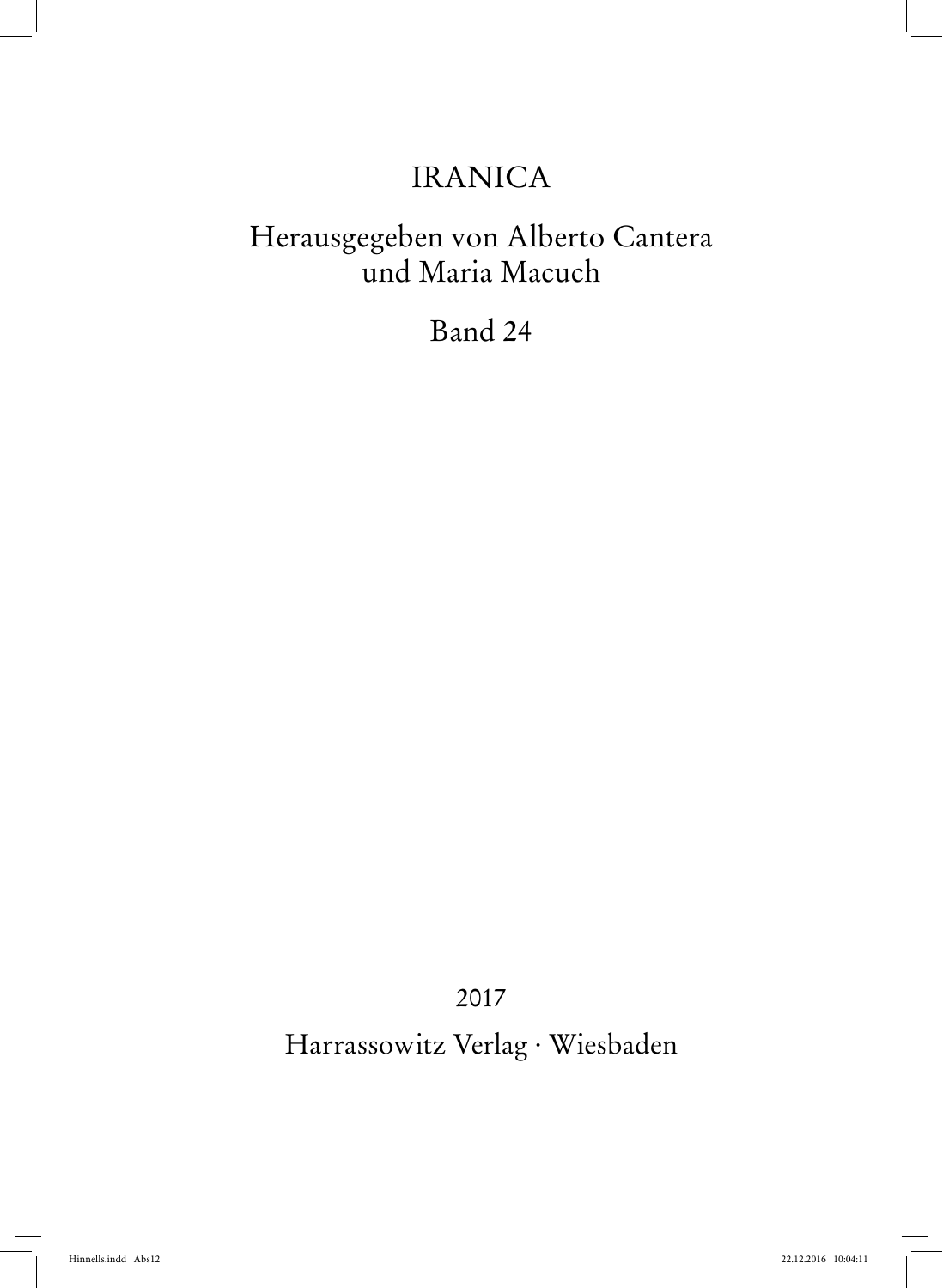# IRANICA

Herausgegeben von Alberto Cantera
und Maria Macuch

Band 24

2017

Harrassowitz Verlag · Wiesbaden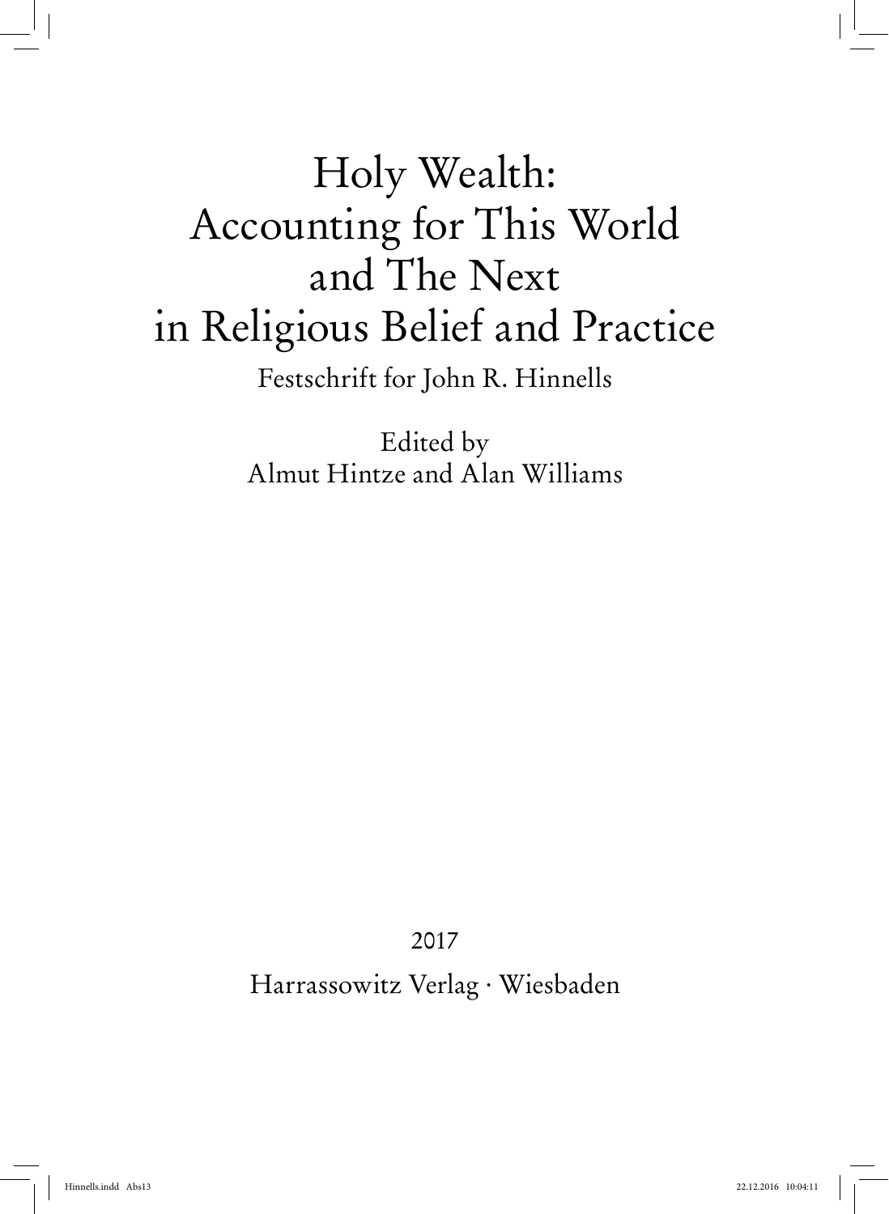# Holy Wealth: Accounting for This World and The Next in Religious Belief and Practice

Festschrift for John R. Hinnells

Edited by
Almut Hintze and Alan Williams

2017

Harrassowitz Verlag · Wiesbaden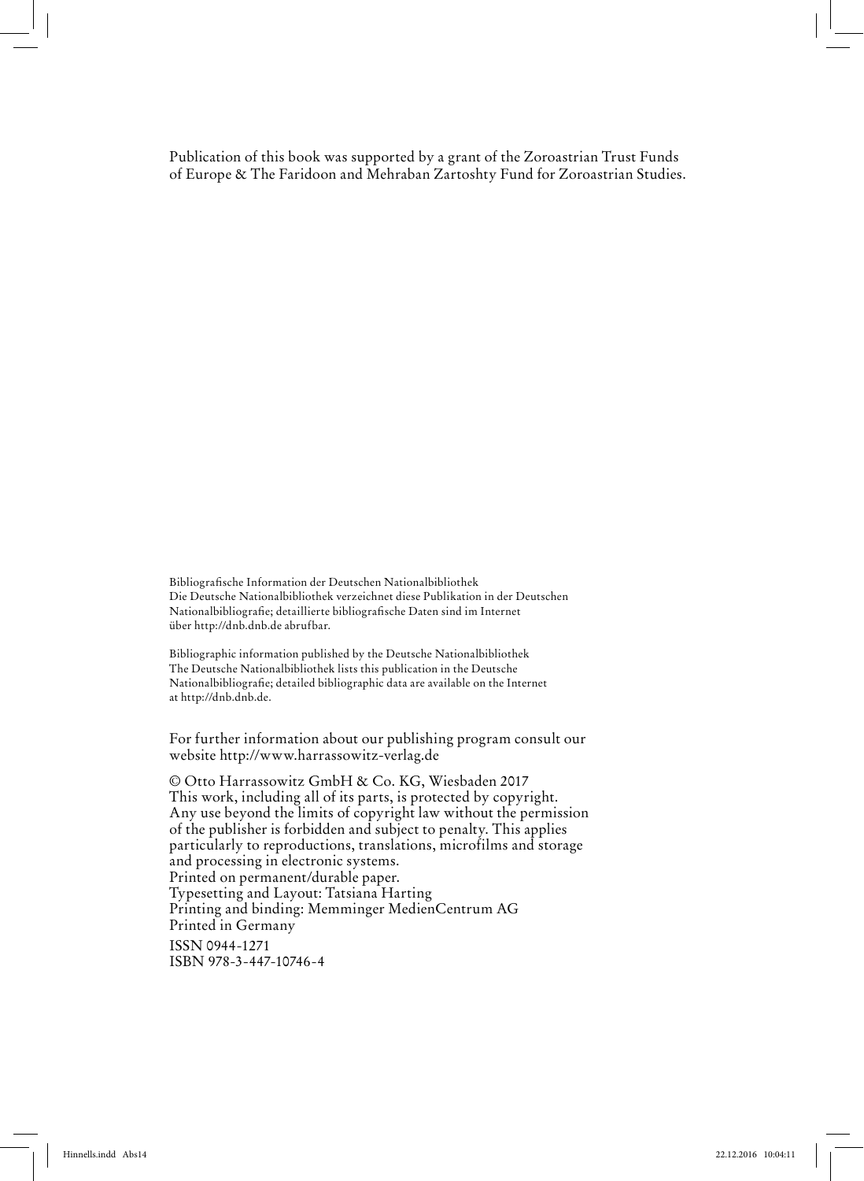Publication of this book was supported by a grant of the Zoroastrian Trust Funds of Europe & The Faridoon and Mehraban Zartoshty Fund for Zoroastrian Studies.

Bibliografische Information der Deutschen Nationalbibliothek
Die Deutsche Nationalbibliothek verzeichnet diese Publikation in der Deutschen Nationalbibliografie; detaillierte bibliografische Daten sind im Internet über http://dnb.dnb.de abrufbar.

Bibliographic information published by the Deutsche Nationalbibliothek
The Deutsche Nationalbibliothek lists this publication in the Deutsche Nationalbibliografie; detailed bibliographic data are available on the Internet at http://dnb.dnb.de.

For further information about our publishing program consult our website http://www.harrassowitz-verlag.de

© Otto Harrassowitz GmbH & Co. KG, Wiesbaden 2017
This work, including all of its parts, is protected by copyright.
Any use beyond the limits of copyright law without the permission of the publisher is forbidden and subject to penalty. This applies particularly to reproductions, translations, microfilms and storage and processing in electronic systems.
Printed on permanent/durable paper.
Typesetting and Layout: Tatsiana Harting
Printing and binding: Memminger MedienCentrum AG
Printed in Germany

ISSN 0944-1271
ISBN 978-3-447-10746-4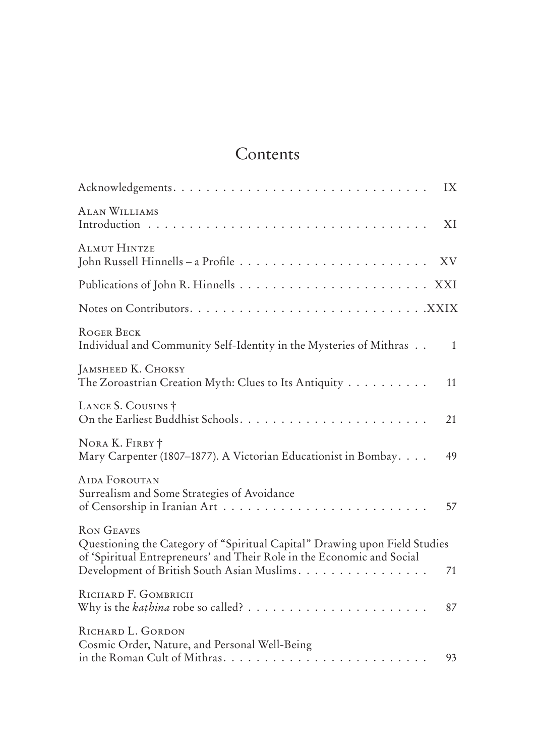# Contents

Acknowledgements . . . . . . . . . . IX

Alan Williams
Introduction . . . . . . . . . . XI

Almut Hintze
John Russell Hinnells – a Profile . . . . . . . . . . XV

Publications of John R. Hinnells . . . . . . . . . . XXI

Notes on Contributors . . . . . . . . . . XXIX

Roger Beck
Individual and Community Self-Identity in the Mysteries of Mithras . . 1

Jamsheed K. Choksy
The Zoroastrian Creation Myth: Clues to Its Antiquity . . . . . . . . . . 11

Lance S. Cousins †
On the Earliest Buddhist Schools . . . . . . . . . . 21

Nora K. Firby †
Mary Carpenter (1807–1877). A Victorian Educationist in Bombay . . . . 49

Aida Foroutan
Surrealism and Some Strategies of Avoidance of Censorship in Iranian Art . . . . . . . . . . 57

Ron Geaves
Questioning the Category of "Spiritual Capital" Drawing upon Field Studies of 'Spiritual Entrepreneurs' and Their Role in the Economic and Social Development of British South Asian Muslims . . . . . . . . . . 71

Richard F. Gombrich
Why is the *kaṭhina* robe so called? . . . . . . . . . . 87

Richard L. Gordon
Cosmic Order, Nature, and Personal Well-Being in the Roman Cult of Mithras . . . . . . . . . . 93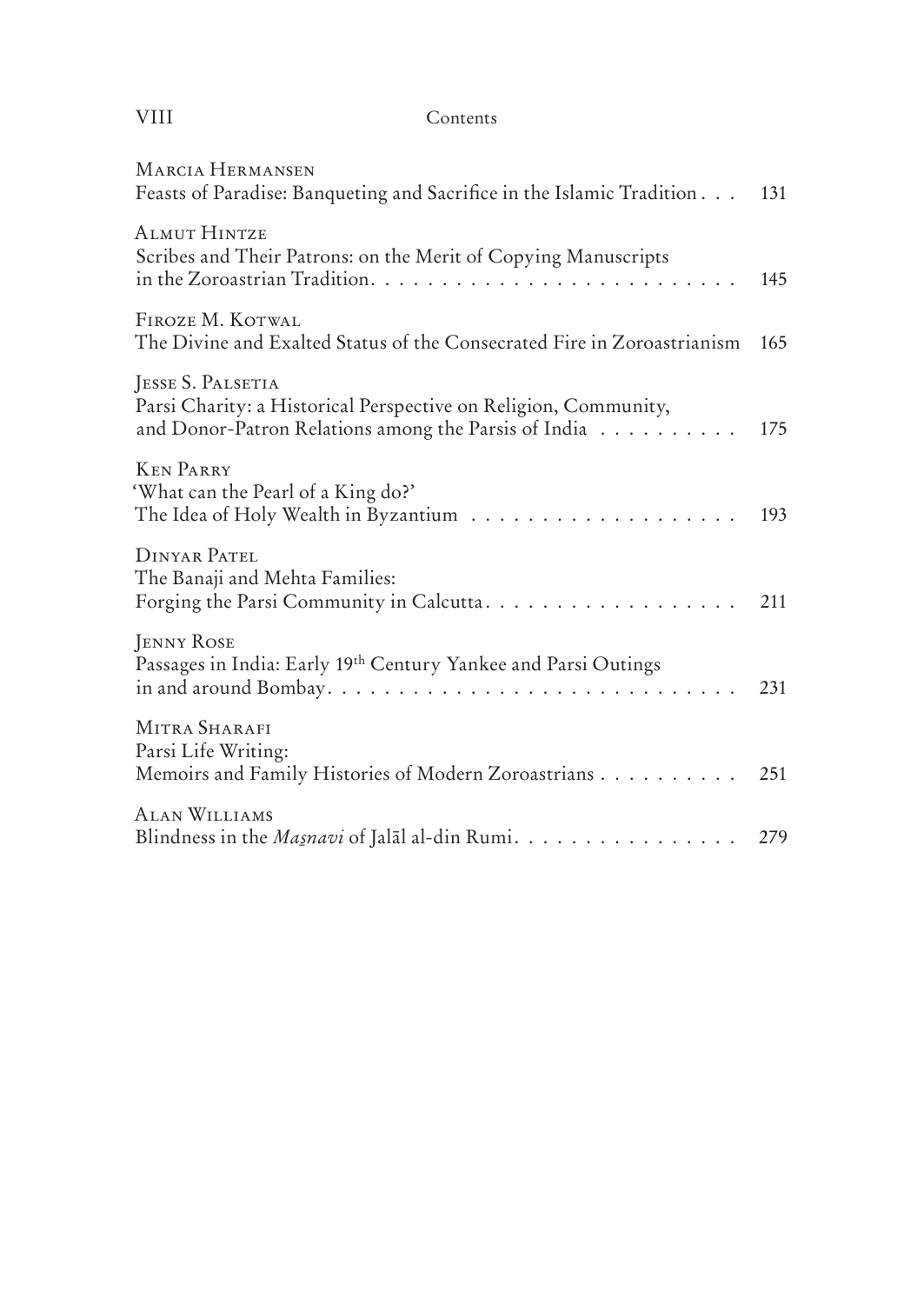Marcia Hermansen
Feasts of Paradise: Banqueting and Sacrifice in the Islamic Tradition . . . 131

Almut Hintze
Scribes and Their Patrons: on the Merit of Copying Manuscripts in the Zoroastrian Tradition. . . . . . . . . . . . . . . . . . . . . . . . . . 145

Firoze M. Kotwal
The Divine and Exalted Status of the Consecrated Fire in Zoroastrianism 165

Jesse S. Palsetia
Parsi Charity: a Historical Perspective on Religion, Community, and Donor-Patron Relations among the Parsis of India . . . . . . . . . . 175

Ken Parry
'What can the Pearl of a King do?'
The Idea of Holy Wealth in Byzantium . . . . . . . . . . . . . . . . . . . 193

Dinyar Patel
The Banaji and Mehta Families:
Forging the Parsi Community in Calcutta. . . . . . . . . . . . . . . . . . 211

Jenny Rose
Passages in India: Early 19th Century Yankee and Parsi Outings in and around Bombay. . . . . . . . . . . . . . . . . . . . . . . . . . . . 231

Mitra Sharafi
Parsi Life Writing:
Memoirs and Family Histories of Modern Zoroastrians . . . . . . . . . . 251

Alan Williams
Blindness in the *Maṣnavi* of Jalāl al-din Rumi. . . . . . . . . . . . . . . . 279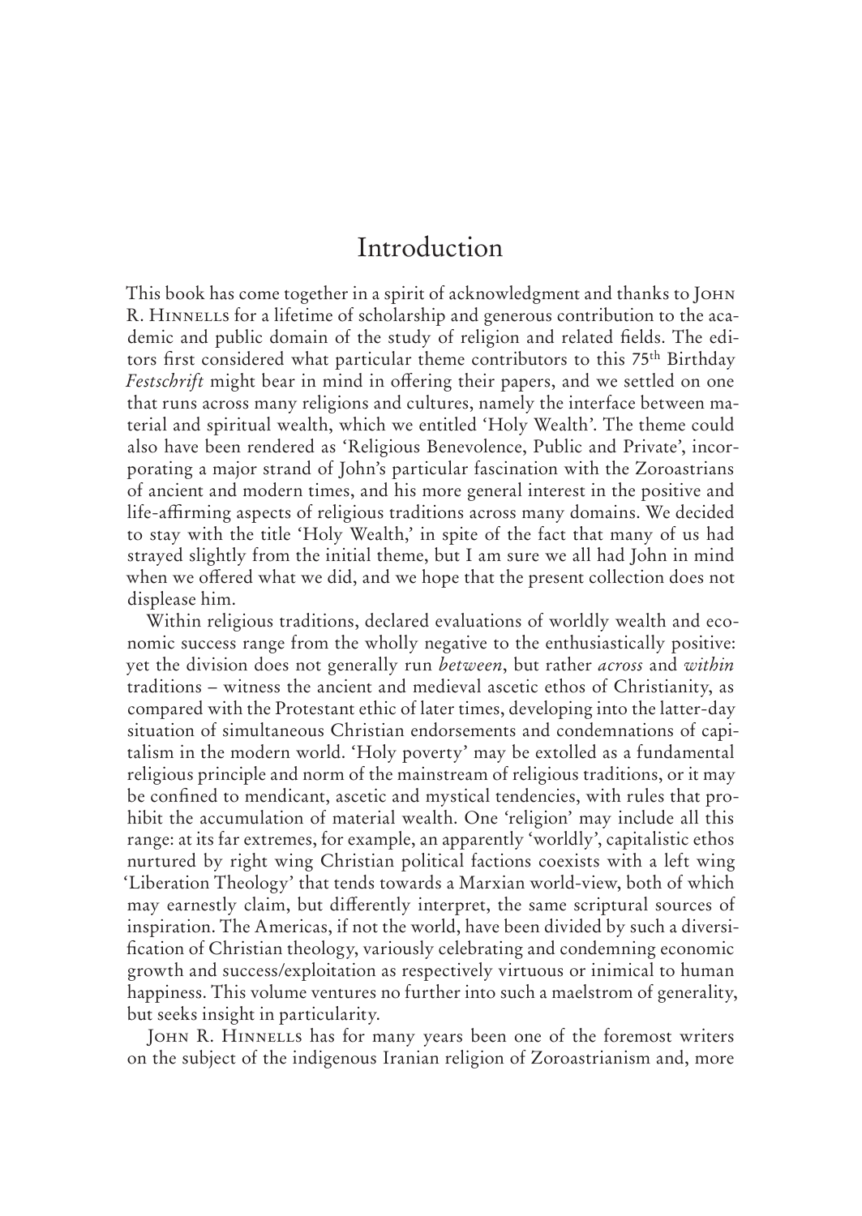# Introduction

This book has come together in a spirit of acknowledgment and thanks to John R. Hinnells for a lifetime of scholarship and generous contribution to the academic and public domain of the study of religion and related fields. The editors first considered what particular theme contributors to this 75th Birthday *Festschrift* might bear in mind in offering their papers, and we settled on one that runs across many religions and cultures, namely the interface between material and spiritual wealth, which we entitled 'Holy Wealth'. The theme could also have been rendered as 'Religious Benevolence, Public and Private', incorporating a major strand of John's particular fascination with the Zoroastrians of ancient and modern times, and his more general interest in the positive and life-affirming aspects of religious traditions across many domains. We decided to stay with the title 'Holy Wealth,' in spite of the fact that many of us had strayed slightly from the initial theme, but I am sure we all had John in mind when we offered what we did, and we hope that the present collection does not displease him.

Within religious traditions, declared evaluations of worldly wealth and economic success range from the wholly negative to the enthusiastically positive: yet the division does not generally run *between*, but rather *across* and *within* traditions – witness the ancient and medieval ascetic ethos of Christianity, as compared with the Protestant ethic of later times, developing into the latter-day situation of simultaneous Christian endorsements and condemnations of capitalism in the modern world. 'Holy poverty' may be extolled as a fundamental religious principle and norm of the mainstream of religious traditions, or it may be confined to mendicant, ascetic and mystical tendencies, with rules that prohibit the accumulation of material wealth. One 'religion' may include all this range: at its far extremes, for example, an apparently 'worldly', capitalistic ethos nurtured by right wing Christian political factions coexists with a left wing 'Liberation Theology' that tends towards a Marxian world-view, both of which may earnestly claim, but differently interpret, the same scriptural sources of inspiration. The Americas, if not the world, have been divided by such a diversification of Christian theology, variously celebrating and condemning economic growth and success/exploitation as respectively virtuous or inimical to human happiness. This volume ventures no further into such a maelstrom of generality, but seeks insight in particularity.

John R. Hinnells has for many years been one of the foremost writers on the subject of the indigenous Iranian religion of Zoroastrianism and, more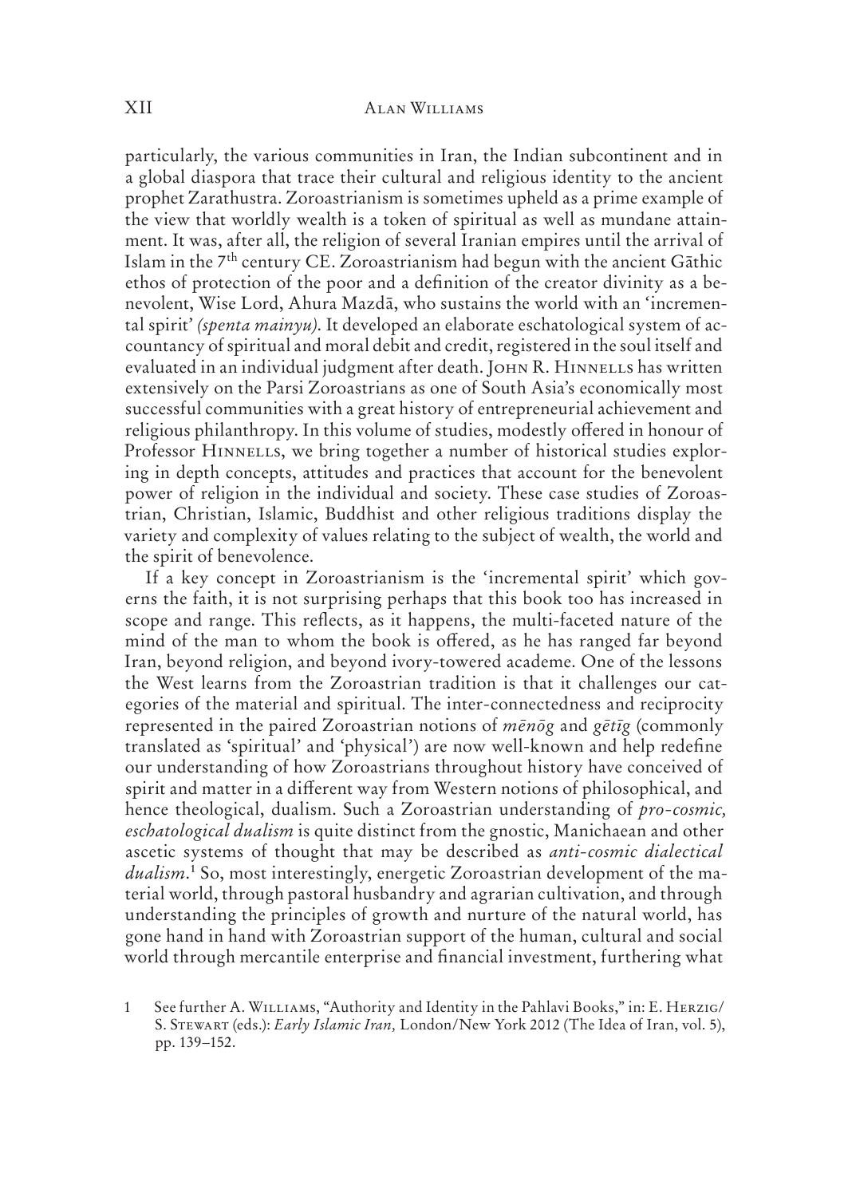particularly, the various communities in Iran, the Indian subcontinent and in a global diaspora that trace their cultural and religious identity to the ancient prophet Zarathustra. Zoroastrianism is sometimes upheld as a prime example of the view that worldly wealth is a token of spiritual as well as mundane attainment. It was, after all, the religion of several Iranian empires until the arrival of Islam in the 7th century CE. Zoroastrianism had begun with the ancient Gāthic ethos of protection of the poor and a definition of the creator divinity as a benevolent, Wise Lord, Ahura Mazdā, who sustains the world with an 'incremental spirit' *(spenta mainyu)*. It developed an elaborate eschatological system of accountancy of spiritual and moral debit and credit, registered in the soul itself and evaluated in an individual judgment after death. John R. Hinnells has written extensively on the Parsi Zoroastrians as one of South Asia's economically most successful communities with a great history of entrepreneurial achievement and religious philanthropy. In this volume of studies, modestly offered in honour of Professor Hinnells, we bring together a number of historical studies exploring in depth concepts, attitudes and practices that account for the benevolent power of religion in the individual and society. These case studies of Zoroastrian, Christian, Islamic, Buddhist and other religious traditions display the variety and complexity of values relating to the subject of wealth, the world and the spirit of benevolence.

If a key concept in Zoroastrianism is the 'incremental spirit' which governs the faith, it is not surprising perhaps that this book too has increased in scope and range. This reflects, as it happens, the multi-faceted nature of the mind of the man to whom the book is offered, as he has ranged far beyond Iran, beyond religion, and beyond ivory-towered academe. One of the lessons the West learns from the Zoroastrian tradition is that it challenges our categories of the material and spiritual. The inter-connectedness and reciprocity represented in the paired Zoroastrian notions of *mēnōg* and *gētīg* (commonly translated as 'spiritual' and 'physical') are now well-known and help redefine our understanding of how Zoroastrians throughout history have conceived of spirit and matter in a different way from Western notions of philosophical, and hence theological, dualism. Such a Zoroastrian understanding of *pro-cosmic, eschatological dualism* is quite distinct from the gnostic, Manichaean and other ascetic systems of thought that may be described as *anti-cosmic dialectical dualism*.[1] So, most interestingly, energetic Zoroastrian development of the material world, through pastoral husbandry and agrarian cultivation, and through understanding the principles of growth and nurture of the natural world, has gone hand in hand with Zoroastrian support of the human, cultural and social world through mercantile enterprise and financial investment, furthering what

1 See further A. Williams, "Authority and Identity in the Pahlavi Books," in: E. Herzig/S. Stewart (eds.): *Early Islamic Iran,* London/New York 2012 (The Idea of Iran, vol. 5), pp. 139–152.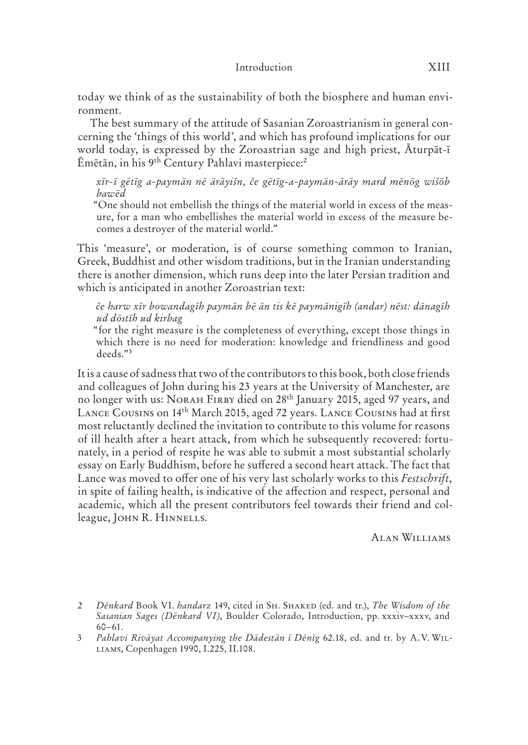today we think of as the sustainability of both the biosphere and human environment.

The best summary of the attitude of Sasanian Zoroastrianism in general concerning the 'things of this world', and which has profound implications for our world today, is expressed by the Zoroastrian sage and high priest, Āturpāt-ī Ēmētān, in his 9th Century Pahlavi masterpiece:[2]

> *xīr-ī gētīg a-paymān nē ārāyišn, če gētīg-a-paymān-ārāy mard mēnōg wišōb bawēd*
> "One should not embellish the things of the material world in excess of the measure, for a man who embellishes the material world in excess of the measure becomes a destroyer of the material world."

This 'measure', or moderation, is of course something common to Iranian, Greek, Buddhist and other wisdom traditions, but in the Iranian understanding there is another dimension, which runs deep into the later Persian tradition and which is anticipated in another Zoroastrian text:

> *če harw xīr bowandagīh paymān bē ān tis kē paymānigīh (andar) nēst: dānagīh ud dōstīh ud kirbag*
> "for the right measure is the completeness of everything, except those things in which there is no need for moderation: knowledge and friendliness and good deeds."[3]

It is a cause of sadness that two of the contributors to this book, both close friends and colleagues of John during his 23 years at the University of Manchester, are no longer with us: Norah Firby died on 28th January 2015, aged 97 years, and Lance Cousins on 14th March 2015, aged 72 years. Lance Cousins had at first most reluctantly declined the invitation to contribute to this volume for reasons of ill health after a heart attack, from which he subsequently recovered: fortunately, in a period of respite he was able to submit a most substantial scholarly essay on Early Buddhism, before he suffered a second heart attack. The fact that Lance was moved to offer one of his very last scholarly works to this *Festschrift*, in spite of failing health, is indicative of the affection and respect, personal and academic, which all the present contributors feel towards their friend and colleague, John R. Hinnells.

Alan Williams

---

2 *Dēnkard* Book VI. *handarz* 149, cited in Sh. Shaked (ed. and tr.), *The Wisdom of the Sasanian Sages (Dēnkard VI)*, Boulder Colorado, Introduction, pp. xxxiv–xxxv, and 60–61.

3 *Pahlavi Rivāyat Accompanying the Dādestān ī Dēnīg* 62.18, ed. and tr. by A.V. Williams, Copenhagen 1990, I.225, II.108.